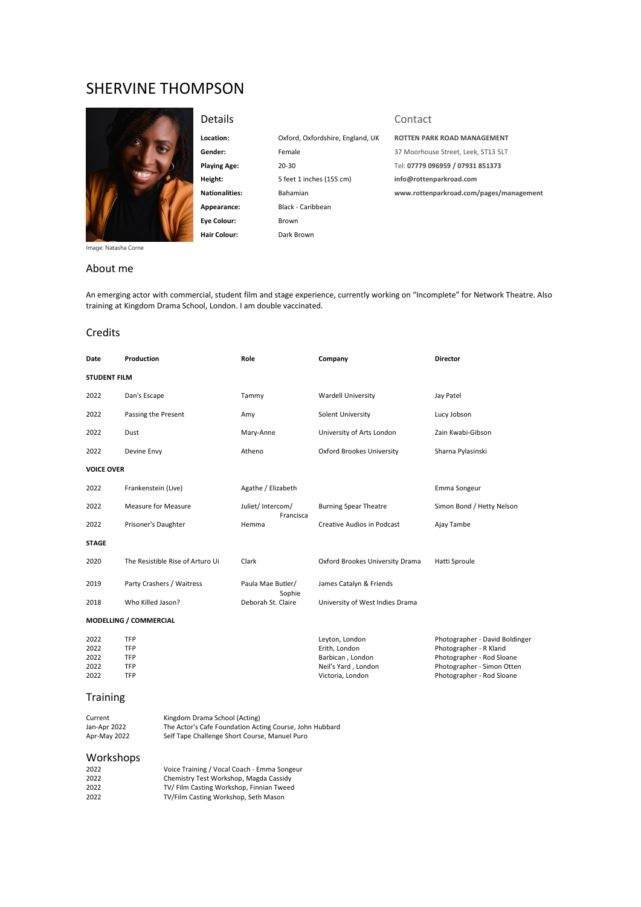# SHERVINE THOMPSON

Image: Natasha Corne

## Details

| | |
|---|---|
| **Location:** | Oxford, Oxfordshire, England, UK |
| **Gender:** | Female |
| **Playing Age:** | 20-30 |
| **Height:** | 5 feet 1 inches (155 cm) |
| **Nationalities:** | Bahamian |
| **Appearance:** | Black - Caribbean |
| **Eye Colour:** | Brown |
| **Hair Colour:** | Dark Brown |

## Contact

**ROTTEN PARK ROAD MANAGEMENT**
37 Moorhouse Street, Leek, ST13 5LT
Tel: **07779 096959 / 07931 851373**
**info@rottenparkroad.com**
**www.rottenparkroad.com/pages/management**

## About me

An emerging actor with commercial, student film and stage experience, currently working on "Incomplete" for Network Theatre. Also training at Kingdom Drama School, London. I am double vaccinated.

## Credits

| Date | Production | Role | Company | Director |
|---|---|---|---|---|
| **STUDENT FILM** | | | | |
| 2022 | Dan's Escape | Tammy | Wardell University | Jay Patel |
| 2022 | Passing the Present | Amy | Solent University | Lucy Jobson |
| 2022 | Dust | Mary-Anne | University of Arts London | Zain Kwabi-Gibson |
| 2022 | Devine Envy | Atheno | Oxford Brookes University | Sharna Pylasinski |
| **VOICE OVER** | | | | |
| 2022 | Frankenstein (Live) | Agathe / Elizabeth | | Emma Songeur |
| 2022 | Measure for Measure | Juliet/ Intercom/ Francisca | Burning Spear Theatre | Simon Bond / Hetty Nelson |
| 2022 | Prisoner's Daughter | Hemma | Creative Audios in Podcast | Ajay Tambe |
| **STAGE** | | | | |
| 2020 | The Resistible Rise of Arturo Ui | Clark | Oxford Brookes University Drama | Hatti Sproule |
| 2019 | Party Crashers / Waitress | Paula Mae Butler/ Sophie | James Catalyn & Friends | |
| 2018 | Who Killed Jason? | Deborah St. Claire | University of West Indies Drama | |
| **MODELLING / COMMERCIAL** | | | | |
| 2022 | TFP | | Leyton, London | Photographer - David Boldinger |
| 2022 | TFP | | Erith, London | Photographer - R Kland |
| 2022 | TFP | | Barbican , London | Photographer - Rod Sloane |
| 2022 | TFP | | Neil's Yard , London | Photographer - Simon Otten |
| 2022 | TFP | | Victoria, London | Photographer - Rod Sloane |

## Training

| | |
|---|---|
| Current | Kingdom Drama School (Acting) |
| Jan-Apr 2022 | The Actor's Cafe Foundation Acting Course, John Hubbard |
| Apr-May 2022 | Self Tape Challenge Short Course, Manuel Puro |

## Workshops

| | |
|---|---|
| 2022 | Voice Training / Vocal Coach - Emma Songeur |
| 2022 | Chemistry Test Workshop, Magda Cassidy |
| 2022 | TV/ Film Casting Workshop, Finnian Tweed |
| 2022 | TV/Film Casting Workshop, Seth Mason |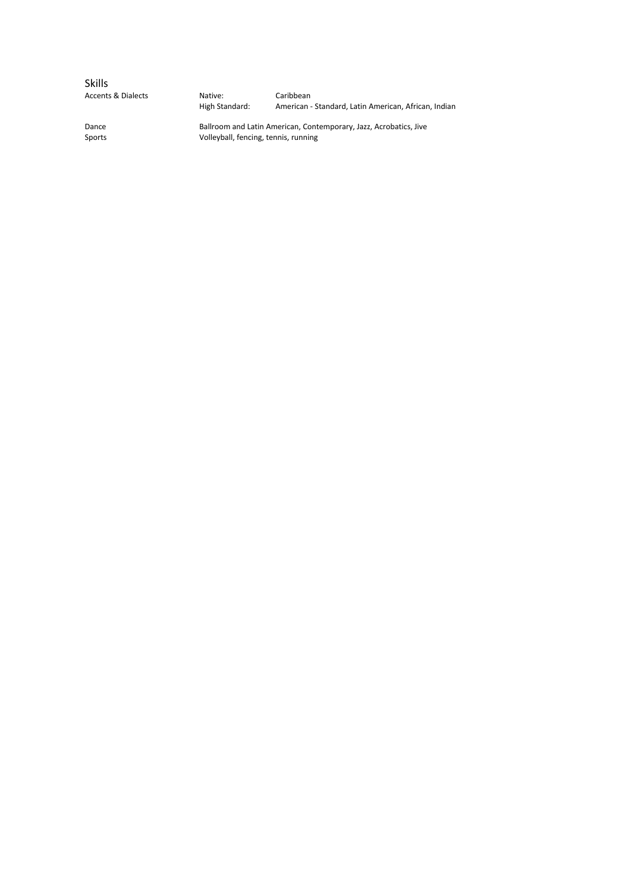## Skills

| | | |
|---|---|---|
| Accents & Dialects | Native: | Caribbean |
| | High Standard: | American - Standard, Latin American, African, Indian |
| Dance | Ballroom and Latin American, Contemporary, Jazz, Acrobatics, Jive | |
| Sports | Volleyball, fencing, tennis, running | |